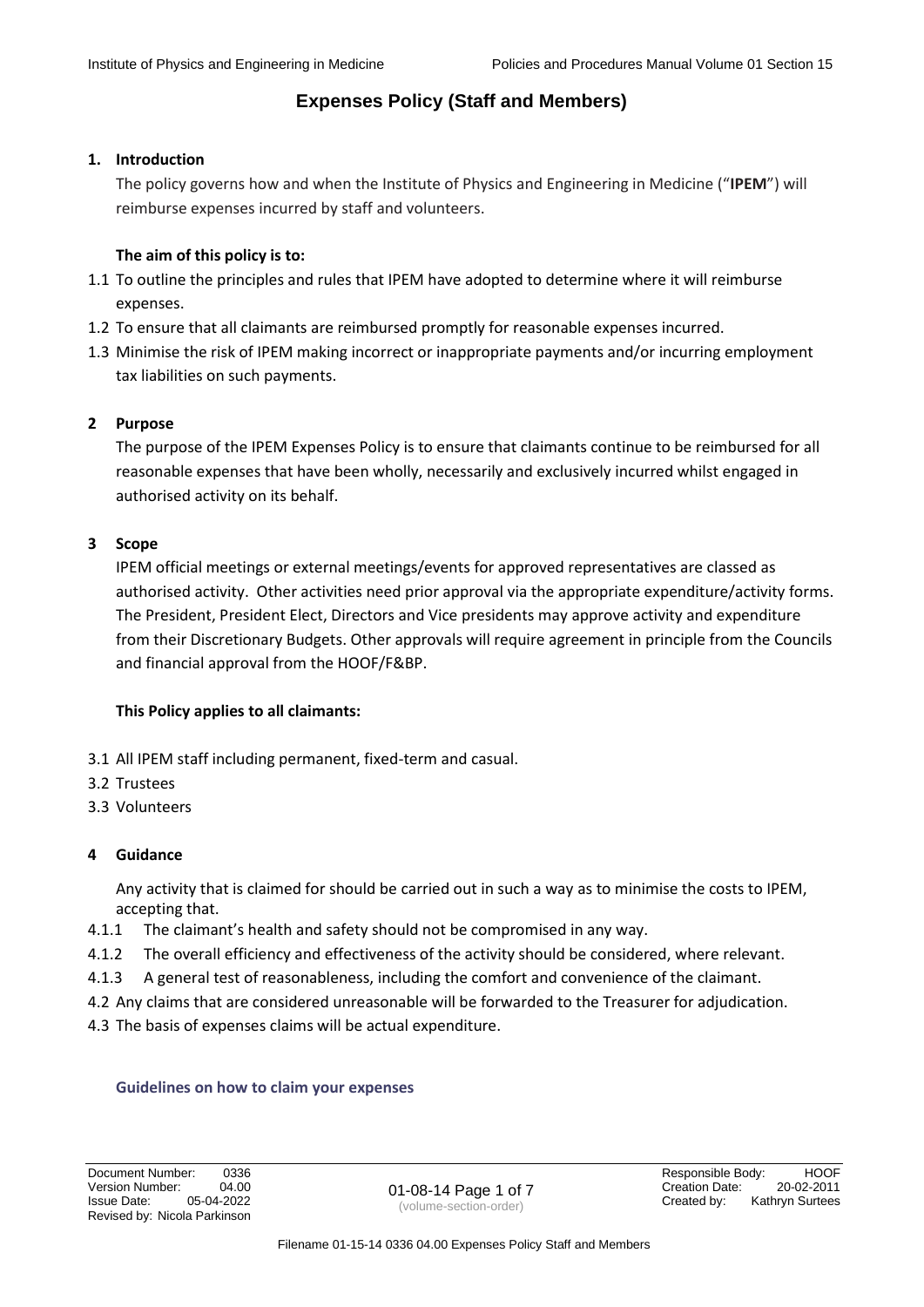# Expenses Policy (Staff and Members)

## 1. Introduction

The policy governs how and when the Institute of Physics and Engineering in Medicine ("**IPEM**") will reimburse expenses incurred by staff and volunteers.

**The aim of this policy is to:**

1.1 To outline the principles and rules that IPEM have adopted to determine where it will reimburse expenses.

1.2 To ensure that all claimants are reimbursed promptly for reasonable expenses incurred.

1.3 Minimise the risk of IPEM making incorrect or inappropriate payments and/or incurring employment tax liabilities on such payments.

## 2 Purpose

The purpose of the IPEM Expenses Policy is to ensure that claimants continue to be reimbursed for all reasonable expenses that have been wholly, necessarily and exclusively incurred whilst engaged in authorised activity on its behalf.

## 3 Scope

IPEM official meetings or external meetings/events for approved representatives are classed as authorised activity. Other activities need prior approval via the appropriate expenditure/activity forms. The President, President Elect, Directors and Vice presidents may approve activity and expenditure from their Discretionary Budgets. Other approvals will require agreement in principle from the Councils and financial approval from the HOOF/F&BP.

**This Policy applies to all claimants:**

3.1 All IPEM staff including permanent, fixed-term and casual.

3.2 Trustees

3.3 Volunteers

## 4 Guidance

Any activity that is claimed for should be carried out in such a way as to minimise the costs to IPEM, accepting that.

4.1.1 The claimant's health and safety should not be compromised in any way.

4.1.2 The overall efficiency and effectiveness of the activity should be considered, where relevant.

4.1.3 A general test of reasonableness, including the comfort and convenience of the claimant.

4.2 Any claims that are considered unreasonable will be forwarded to the Treasurer for adjudication.

4.3 The basis of expenses claims will be actual expenditure.

**Guidelines on how to claim your expenses**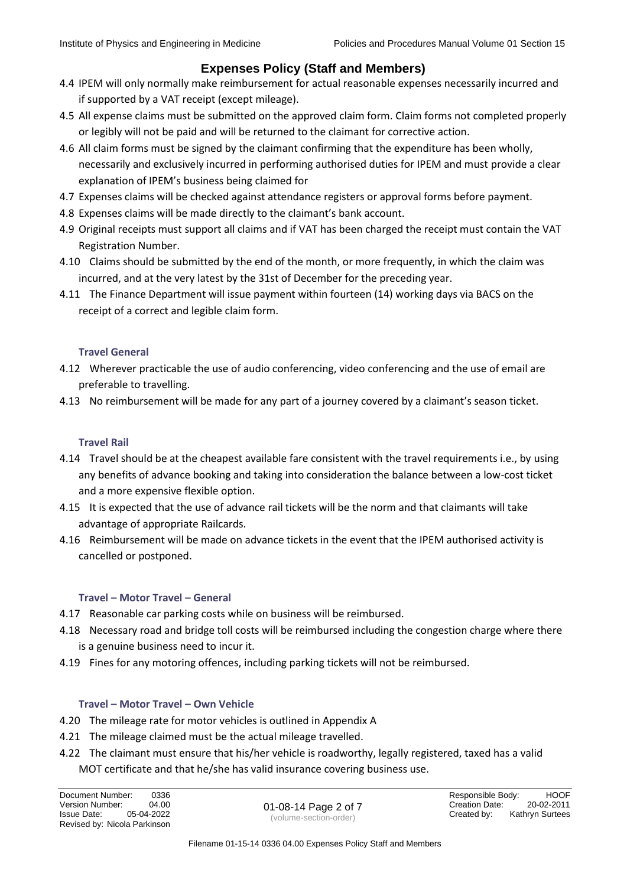# Expenses Policy (Staff and Members)

4.4 IPEM will only normally make reimbursement for actual reasonable expenses necessarily incurred and if supported by a VAT receipt (except mileage).

4.5 All expense claims must be submitted on the approved claim form. Claim forms not completed properly or legibly will not be paid and will be returned to the claimant for corrective action.

4.6 All claim forms must be signed by the claimant confirming that the expenditure has been wholly, necessarily and exclusively incurred in performing authorised duties for IPEM and must provide a clear explanation of IPEM's business being claimed for

4.7 Expenses claims will be checked against attendance registers or approval forms before payment.

4.8 Expenses claims will be made directly to the claimant's bank account.

4.9 Original receipts must support all claims and if VAT has been charged the receipt must contain the VAT Registration Number.

4.10 Claims should be submitted by the end of the month, or more frequently, in which the claim was incurred, and at the very latest by the 31st of December for the preceding year.

4.11 The Finance Department will issue payment within fourteen (14) working days via BACS on the receipt of a correct and legible claim form.

### Travel General

4.12 Wherever practicable the use of audio conferencing, video conferencing and the use of email are preferable to travelling.

4.13 No reimbursement will be made for any part of a journey covered by a claimant's season ticket.

### Travel Rail

4.14 Travel should be at the cheapest available fare consistent with the travel requirements i.e., by using any benefits of advance booking and taking into consideration the balance between a low-cost ticket and a more expensive flexible option.

4.15 It is expected that the use of advance rail tickets will be the norm and that claimants will take advantage of appropriate Railcards.

4.16 Reimbursement will be made on advance tickets in the event that the IPEM authorised activity is cancelled or postponed.

### Travel – Motor Travel – General

4.17 Reasonable car parking costs while on business will be reimbursed.

4.18 Necessary road and bridge toll costs will be reimbursed including the congestion charge where there is a genuine business need to incur it.

4.19 Fines for any motoring offences, including parking tickets will not be reimbursed.

### Travel – Motor Travel – Own Vehicle

4.20 The mileage rate for motor vehicles is outlined in Appendix A

4.21 The mileage claimed must be the actual mileage travelled.

4.22 The claimant must ensure that his/her vehicle is roadworthy, legally registered, taxed has a valid MOT certificate and that he/she has valid insurance covering business use.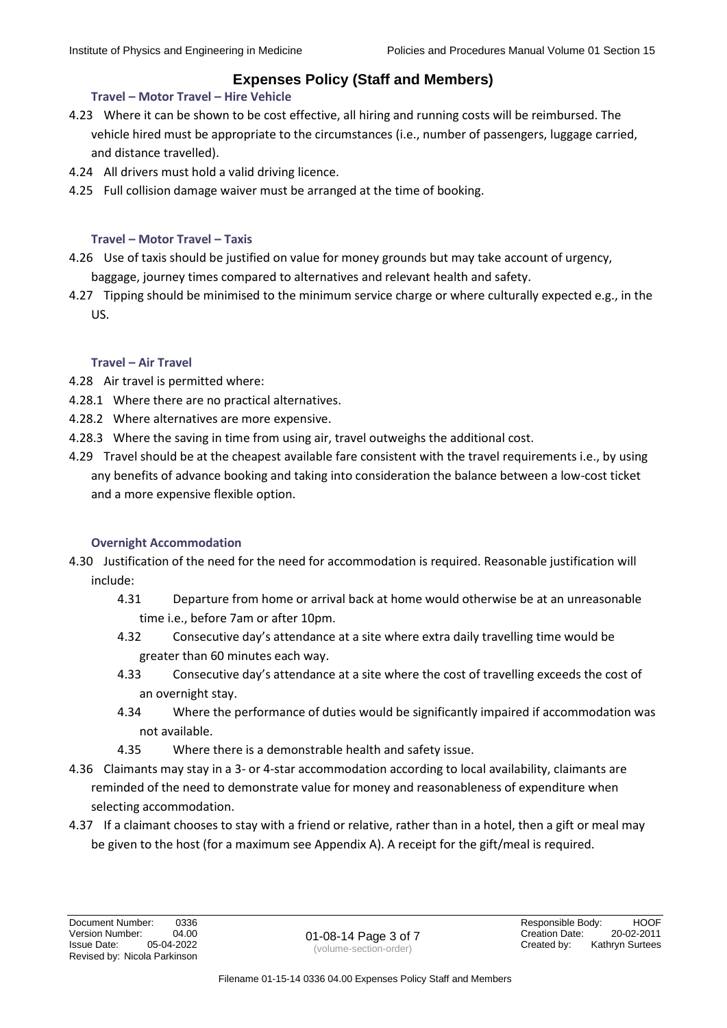# Expenses Policy (Staff and Members)

### Travel – Motor Travel – Hire Vehicle

4.23 Where it can be shown to be cost effective, all hiring and running costs will be reimbursed. The vehicle hired must be appropriate to the circumstances (i.e., number of passengers, luggage carried, and distance travelled).

4.24 All drivers must hold a valid driving licence.

4.25 Full collision damage waiver must be arranged at the time of booking.

### Travel – Motor Travel – Taxis

4.26 Use of taxis should be justified on value for money grounds but may take account of urgency, baggage, journey times compared to alternatives and relevant health and safety.

4.27 Tipping should be minimised to the minimum service charge or where culturally expected e.g., in the US.

### Travel – Air Travel

4.28 Air travel is permitted where:

4.28.1 Where there are no practical alternatives.

4.28.2 Where alternatives are more expensive.

4.28.3 Where the saving in time from using air, travel outweighs the additional cost.

4.29 Travel should be at the cheapest available fare consistent with the travel requirements i.e., by using any benefits of advance booking and taking into consideration the balance between a low-cost ticket and a more expensive flexible option.

### Overnight Accommodation

4.30 Justification of the need for the need for accommodation is required. Reasonable justification will include:

> 4.31 Departure from home or arrival back at home would otherwise be at an unreasonable time i.e., before 7am or after 10pm.
>
> 4.32 Consecutive day's attendance at a site where extra daily travelling time would be greater than 60 minutes each way.
>
> 4.33 Consecutive day's attendance at a site where the cost of travelling exceeds the cost of an overnight stay.
>
> 4.34 Where the performance of duties would be significantly impaired if accommodation was not available.
>
> 4.35 Where there is a demonstrable health and safety issue.

4.36 Claimants may stay in a 3- or 4-star accommodation according to local availability, claimants are reminded of the need to demonstrate value for money and reasonableness of expenditure when selecting accommodation.

4.37 If a claimant chooses to stay with a friend or relative, rather than in a hotel, then a gift or meal may be given to the host (for a maximum see Appendix A). A receipt for the gift/meal is required.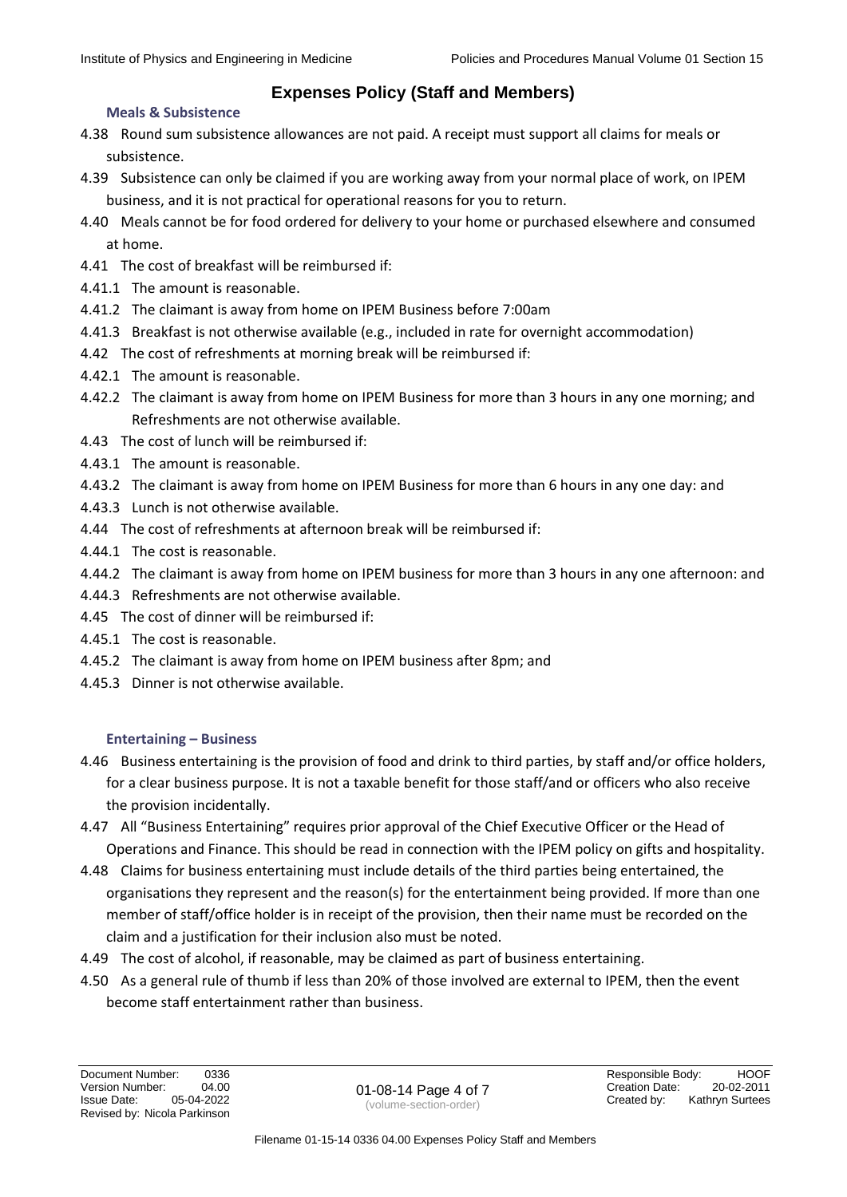## Expenses Policy (Staff and Members)

### Meals & Subsistence

4.38 Round sum subsistence allowances are not paid. A receipt must support all claims for meals or subsistence.

4.39 Subsistence can only be claimed if you are working away from your normal place of work, on IPEM business, and it is not practical for operational reasons for you to return.

4.40 Meals cannot be for food ordered for delivery to your home or purchased elsewhere and consumed at home.

4.41 The cost of breakfast will be reimbursed if:

4.41.1 The amount is reasonable.

4.41.2 The claimant is away from home on IPEM Business before 7:00am

4.41.3 Breakfast is not otherwise available (e.g., included in rate for overnight accommodation)

4.42 The cost of refreshments at morning break will be reimbursed if:

4.42.1 The amount is reasonable.

4.42.2 The claimant is away from home on IPEM Business for more than 3 hours in any one morning; and Refreshments are not otherwise available.

4.43 The cost of lunch will be reimbursed if:

4.43.1 The amount is reasonable.

4.43.2 The claimant is away from home on IPEM Business for more than 6 hours in any one day: and

4.43.3 Lunch is not otherwise available.

4.44 The cost of refreshments at afternoon break will be reimbursed if:

4.44.1 The cost is reasonable.

4.44.2 The claimant is away from home on IPEM business for more than 3 hours in any one afternoon: and

4.44.3 Refreshments are not otherwise available.

4.45 The cost of dinner will be reimbursed if:

4.45.1 The cost is reasonable.

4.45.2 The claimant is away from home on IPEM business after 8pm; and

4.45.3 Dinner is not otherwise available.

### Entertaining – Business

4.46 Business entertaining is the provision of food and drink to third parties, by staff and/or office holders, for a clear business purpose. It is not a taxable benefit for those staff/and or officers who also receive the provision incidentally.

4.47 All "Business Entertaining" requires prior approval of the Chief Executive Officer or the Head of Operations and Finance. This should be read in connection with the IPEM policy on gifts and hospitality.

4.48 Claims for business entertaining must include details of the third parties being entertained, the organisations they represent and the reason(s) for the entertainment being provided. If more than one member of staff/office holder is in receipt of the provision, then their name must be recorded on the claim and a justification for their inclusion also must be noted.

4.49 The cost of alcohol, if reasonable, may be claimed as part of business entertaining.

4.50 As a general rule of thumb if less than 20% of those involved are external to IPEM, then the event become staff entertainment rather than business.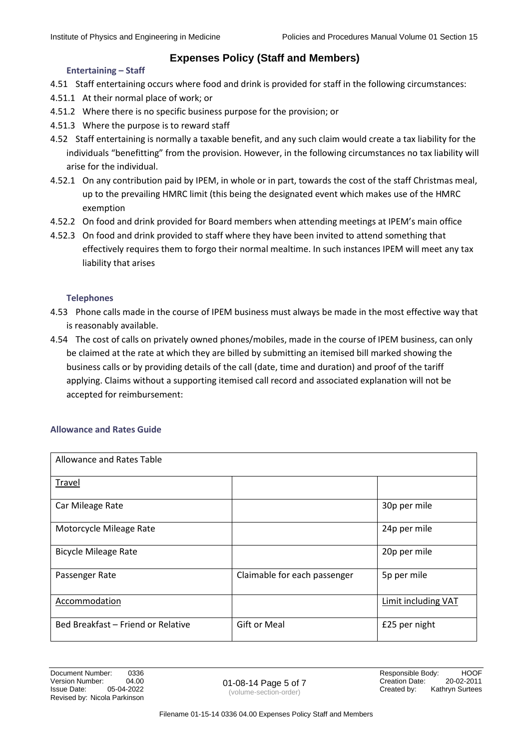## Expenses Policy (Staff and Members)

### Entertaining – Staff

4.51 Staff entertaining occurs where food and drink is provided for staff in the following circumstances:

4.51.1 At their normal place of work; or

4.51.2 Where there is no specific business purpose for the provision; or

4.51.3 Where the purpose is to reward staff

4.52 Staff entertaining is normally a taxable benefit, and any such claim would create a tax liability for the individuals "benefitting" from the provision. However, in the following circumstances no tax liability will arise for the individual.

4.52.1 On any contribution paid by IPEM, in whole or in part, towards the cost of the staff Christmas meal, up to the prevailing HMRC limit (this being the designated event which makes use of the HMRC exemption

4.52.2 On food and drink provided for Board members when attending meetings at IPEM's main office

4.52.3 On food and drink provided to staff where they have been invited to attend something that effectively requires them to forgo their normal mealtime. In such instances IPEM will meet any tax liability that arises

### Telephones

4.53 Phone calls made in the course of IPEM business must always be made in the most effective way that is reasonably available.

4.54 The cost of calls on privately owned phones/mobiles, made in the course of IPEM business, can only be claimed at the rate at which they are billed by submitting an itemised bill marked showing the business calls or by providing details of the call (date, time and duration) and proof of the tariff applying. Claims without a supporting itemised call record and associated explanation will not be accepted for reimbursement:

### Allowance and Rates Guide

| Allowance and Rates Table | | |
|---|---|---|
| Travel | | |
| Car Mileage Rate | | 30p per mile |
| Motorcycle Mileage Rate | | 24p per mile |
| Bicycle Mileage Rate | | 20p per mile |
| Passenger Rate | Claimable for each passenger | 5p per mile |
| Accommodation | | Limit including VAT |
| Bed Breakfast – Friend or Relative | Gift or Meal | £25 per night |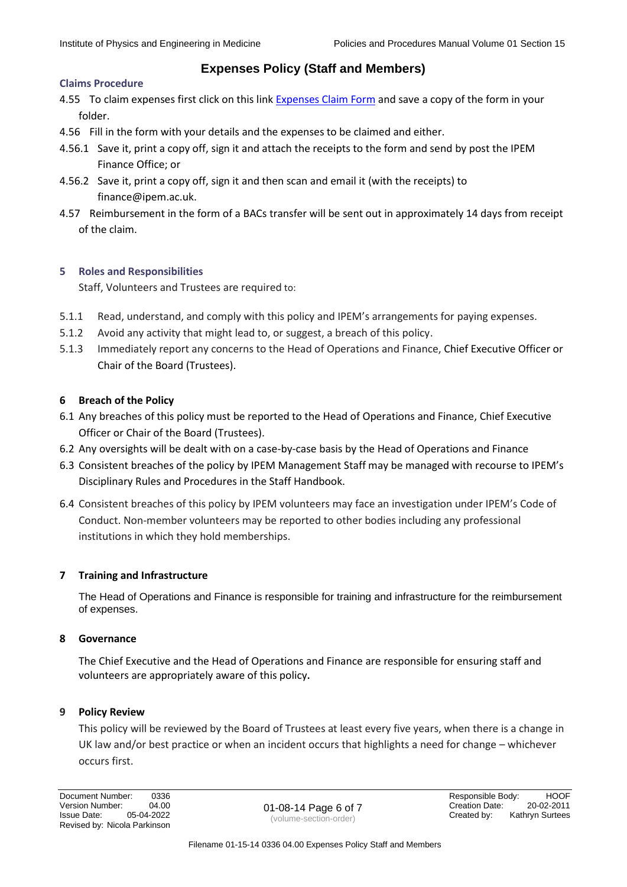### Claims Procedure

4.55 To claim expenses first click on this link [Expenses Claim Form] and save a copy of the form in your folder.

4.56 Fill in the form with your details and the expenses to be claimed and either.

4.56.1 Save it, print a copy off, sign it and attach the receipts to the form and send by post the IPEM Finance Office; or

4.56.2 Save it, print a copy off, sign it and then scan and email it (with the receipts) to finance@ipem.ac.uk.

4.57 Reimbursement in the form of a BACs transfer will be sent out in approximately 14 days from receipt of the claim.

## 5 Roles and Responsibilities

Staff, Volunteers and Trustees are required to:

5.1.1 Read, understand, and comply with this policy and IPEM's arrangements for paying expenses.

5.1.2 Avoid any activity that might lead to, or suggest, a breach of this policy.

5.1.3 Immediately report any concerns to the Head of Operations and Finance, Chief Executive Officer or Chair of the Board (Trustees).

## 6 Breach of the Policy

6.1 Any breaches of this policy must be reported to the Head of Operations and Finance, Chief Executive Officer or Chair of the Board (Trustees).

6.2 Any oversights will be dealt with on a case-by-case basis by the Head of Operations and Finance

6.3 Consistent breaches of the policy by IPEM Management Staff may be managed with recourse to IPEM's Disciplinary Rules and Procedures in the Staff Handbook.

6.4 Consistent breaches of this policy by IPEM volunteers may face an investigation under IPEM's Code of Conduct. Non-member volunteers may be reported to other bodies including any professional institutions in which they hold memberships.

## 7 Training and Infrastructure

The Head of Operations and Finance is responsible for training and infrastructure for the reimbursement of expenses.

## 8 Governance

The Chief Executive and the Head of Operations and Finance are responsible for ensuring staff and volunteers are appropriately aware of this policy**.**

## 9 Policy Review

This policy will be reviewed by the Board of Trustees at least every five years, when there is a change in UK law and/or best practice or when an incident occurs that highlights a need for change – whichever occurs first.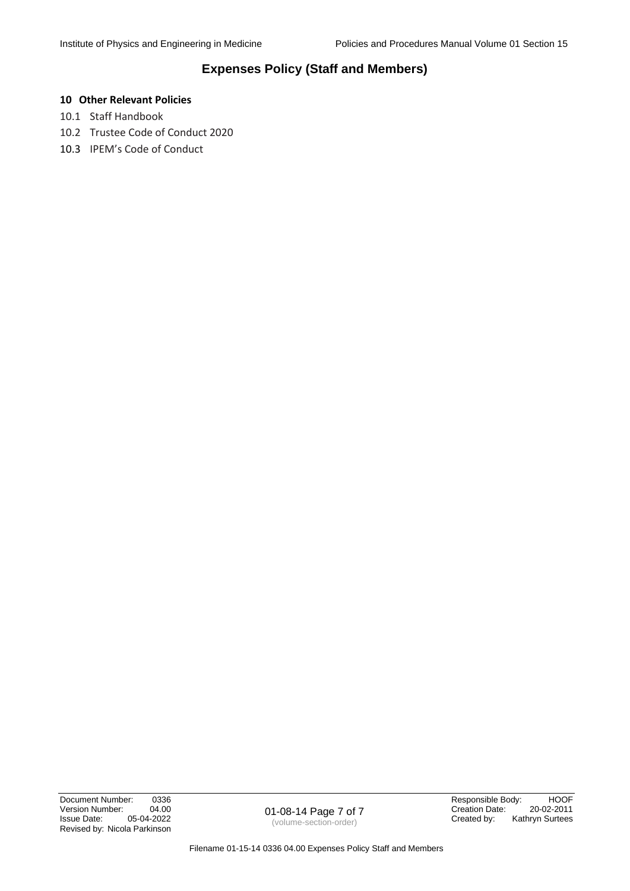## 10 Other Relevant Policies

10.1 Staff Handbook

10.2 Trustee Code of Conduct 2020

10.3 IPEM's Code of Conduct